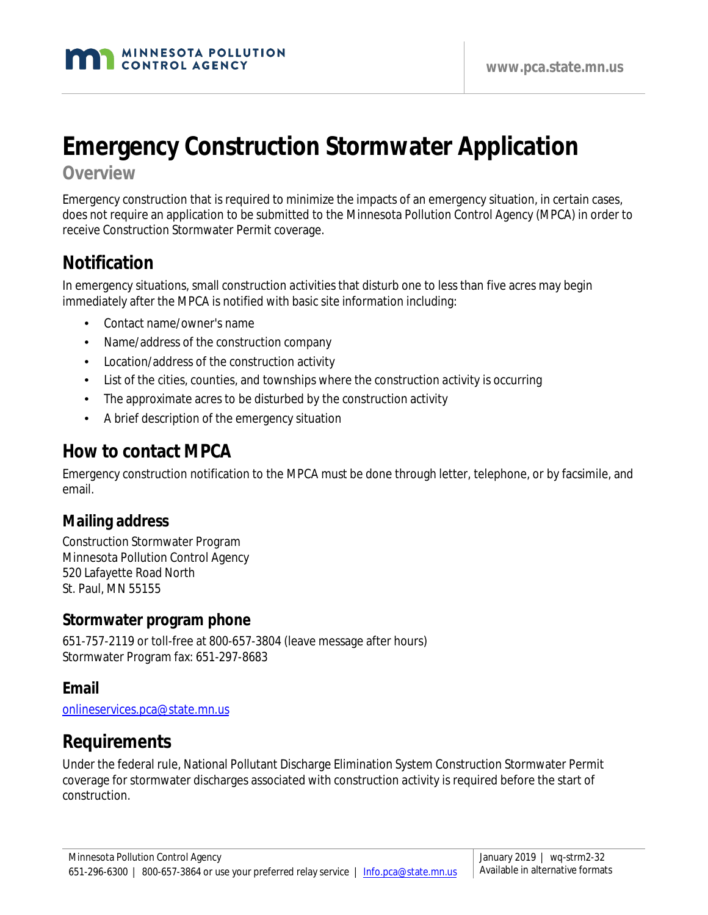# Emergency Construction Stormwater Application

## Overview

Emergency construction that is required to minimize the impacts of an emergency situation, in certain cases, does not require an application to be submitted to the Minnesota Pollution Control Agency (MPCA) in order to receive Construction Stormwater Permit coverage.

## Notification

In emergency situations, small construction activities that disturb one to less than five acres may begin immediately after the MPCA is notified with basic site information including:

- Contact name/owner's name
- Name/address of the construction company
- Location/address of the construction activity
- List of the cities, counties, and townships where the construction activity is occurring
- The approximate acres to be disturbed by the construction activity
- A brief description of the emergency situation

## How to contact MPCA

Emergency construction notification to the MPCA must be done through letter, telephone, or by facsimile, and email.

### Mailing address

Construction Stormwater Program
Minnesota Pollution Control Agency
520 Lafayette Road North
St. Paul, MN 55155

### Stormwater program phone

651-757-2119 or toll-free at 800-657-3804 (leave message after hours)
Stormwater Program fax: 651-297-8683

### Email

onlineservices.pca@state.mn.us

## Requirements

Under the federal rule, National Pollutant Discharge Elimination System Construction Stormwater Permit coverage for stormwater discharges associated with construction activity is required before the start of construction.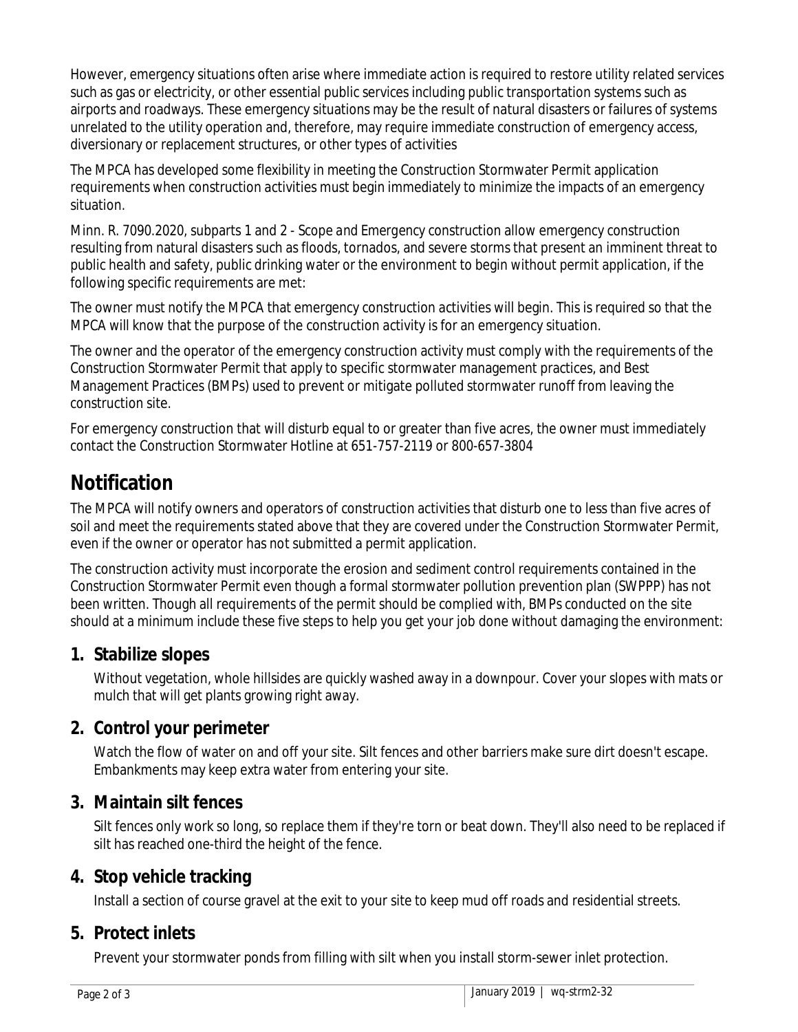However, emergency situations often arise where immediate action is required to restore utility related services such as gas or electricity, or other essential public services including public transportation systems such as airports and roadways. These emergency situations may be the result of natural disasters or failures of systems unrelated to the utility operation and, therefore, may require immediate construction of emergency access, diversionary or replacement structures, or other types of activities

The MPCA has developed some flexibility in meeting the Construction Stormwater Permit application requirements when construction activities must begin immediately to minimize the impacts of an emergency situation.

Minn. R. 7090.2020, subparts 1 and 2 - *Scope and Emergency construction* allow emergency construction resulting from natural disasters such as floods, tornados, and severe storms that present an imminent threat to public health and safety, public drinking water or the environment to begin without permit application, if the following specific requirements are met:

The owner must notify the MPCA that emergency construction activities will begin. This is required so that the MPCA will know that the purpose of the construction activity is for an emergency situation.

The owner and the operator of the emergency construction activity must comply with the requirements of the Construction Stormwater Permit that apply to specific stormwater management practices, and Best Management Practices (BMPs) used to prevent or mitigate polluted stormwater runoff from leaving the construction site.

For emergency construction that will disturb equal to or greater than five acres, the owner must immediately contact the Construction Stormwater Hotline at 651-757-2119 or 800-657-3804

# Notification

The MPCA will notify owners and operators of construction activities that disturb one to less than five acres of soil and meet the requirements stated above that they are covered under the Construction Stormwater Permit, even if the owner or operator has not submitted a permit application.

The construction activity must incorporate the erosion and sediment control requirements contained in the Construction Stormwater Permit even though a formal stormwater pollution prevention plan (SWPPP) has not been written. Though all requirements of the permit should be complied with, BMPs conducted on the site should at a minimum include these five steps to help you get your job done without damaging the environment:

## 1. Stabilize slopes

Without vegetation, whole hillsides are quickly washed away in a downpour. Cover your slopes with mats or mulch that will get plants growing right away.

## 2. Control your perimeter

Watch the flow of water on and off your site. Silt fences and other barriers make sure dirt doesn't escape. Embankments may keep extra water from entering your site.

## 3. Maintain silt fences

Silt fences only work so long, so replace them if they're torn or beat down. They'll also need to be replaced if silt has reached one-third the height of the fence.

## 4. Stop vehicle tracking

Install a section of course gravel at the exit to your site to keep mud off roads and residential streets.

## 5. Protect inlets

Prevent your stormwater ponds from filling with silt when you install storm-sewer inlet protection.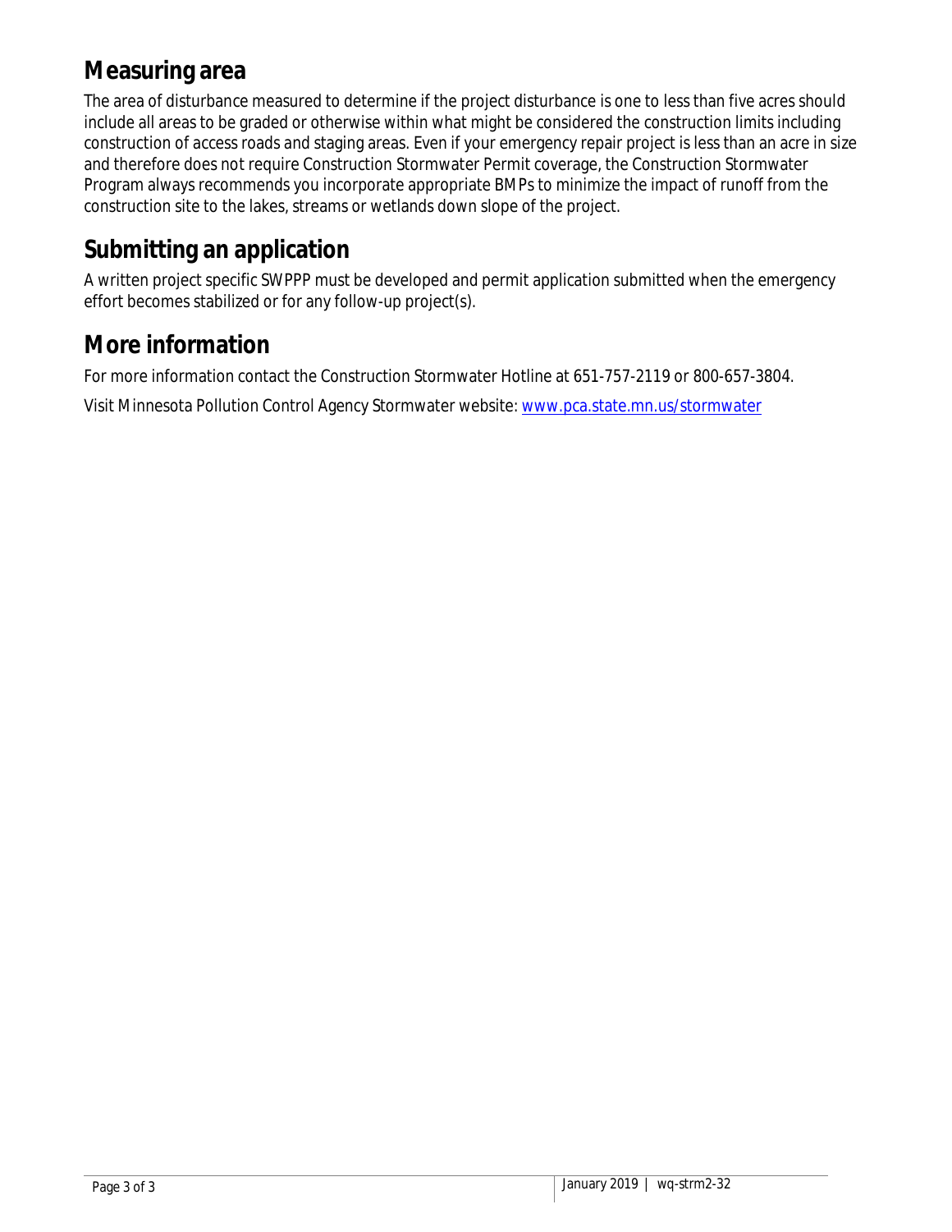## Measuring area

The area of disturbance measured to determine if the project disturbance is one to less than five acres should include all areas to be graded or otherwise within what might be considered the construction limits including construction of access roads and staging areas. Even if your emergency repair project is less than an acre in size and therefore does not require Construction Stormwater Permit coverage, the Construction Stormwater Program always recommends you incorporate appropriate BMPs to minimize the impact of runoff from the construction site to the lakes, streams or wetlands down slope of the project.

## Submitting an application

A written project specific SWPPP must be developed and permit application submitted when the emergency effort becomes stabilized or for any follow-up project(s).

## More information

For more information contact the Construction Stormwater Hotline at 651-757-2119 or 800-657-3804.

Visit Minnesota Pollution Control Agency Stormwater website: [www.pca.state.mn.us/stormwater](http://www.pca.state.mn.us/stormwater)